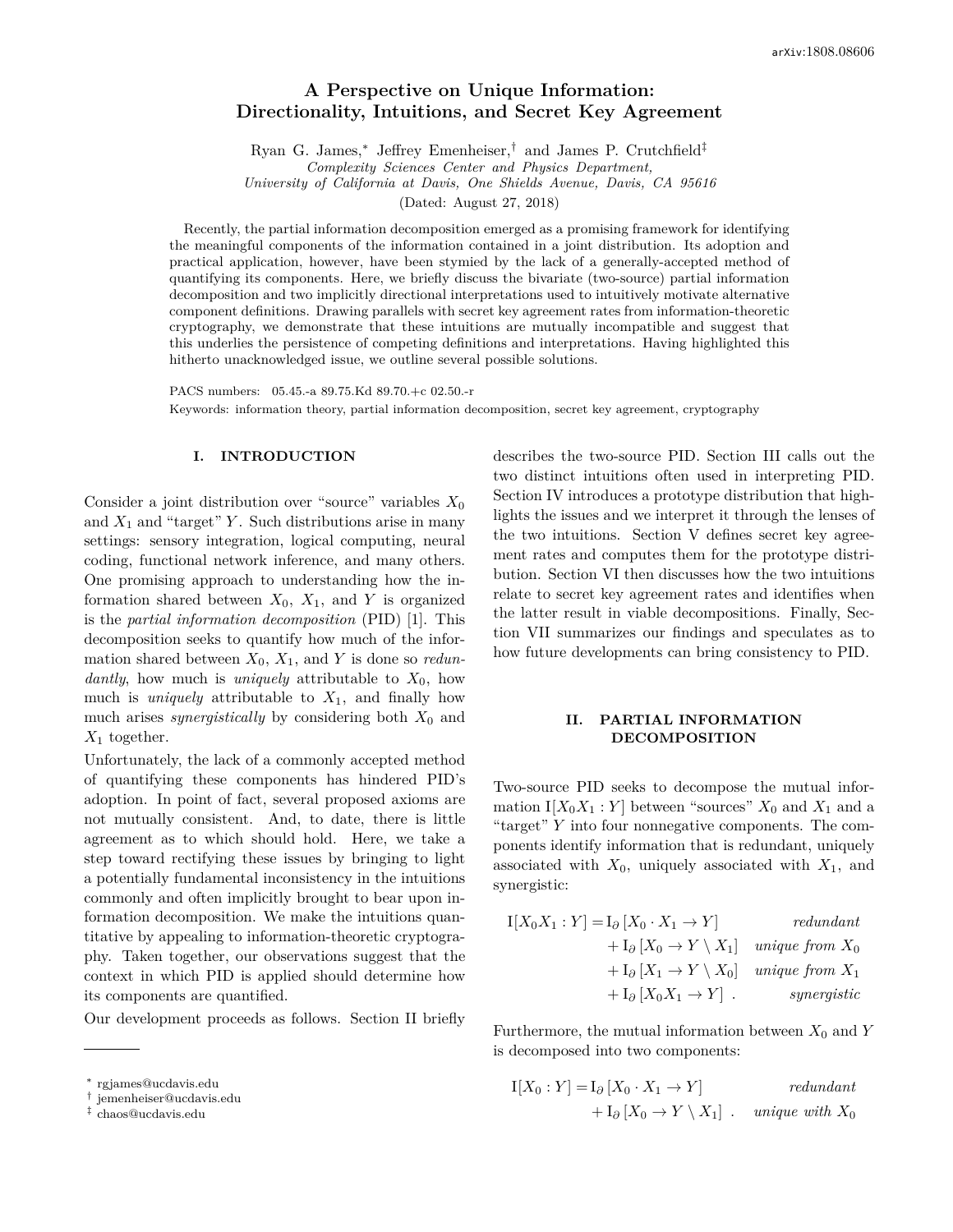# A Perspective on Unique Information: Directionality, Intuitions, and Secret Key Agreement

Ryan G. James,[*] Jeffrey Emenheiser,[†] and James P. Crutchfield[‡]

*Complexity Sciences Center and Physics Department, University of California at Davis, One Shields Avenue, Davis, CA 95616*

(Dated: August 27, 2018)

Recently, the partial information decomposition emerged as a promising framework for identifying the meaningful components of the information contained in a joint distribution. Its adoption and practical application, however, have been stymied by the lack of a generally-accepted method of quantifying its components. Here, we briefly discuss the bivariate (two-source) partial information decomposition and two implicitly directional interpretations used to intuitively motivate alternative component definitions. Drawing parallels with secret key agreement rates from information-theoretic cryptography, we demonstrate that these intuitions are mutually incompatible and suggest that this underlies the persistence of competing definitions and interpretations. Having highlighted this hitherto unacknowledged issue, we outline several possible solutions.

PACS numbers: 05.45.-a 89.75.Kd 89.70.+c 02.50.-r

Keywords: information theory, partial information decomposition, secret key agreement, cryptography

## I. INTRODUCTION

Consider a joint distribution over "source" variables $X_0$ and $X_1$ and "target" $Y$. Such distributions arise in many settings: sensory integration, logical computing, neural coding, functional network inference, and many others. One promising approach to understanding how the information shared between $X_0$, $X_1$, and $Y$ is organized is the *partial information decomposition* (PID) [1]. This decomposition seeks to quantify how much of the information shared between $X_0$, $X_1$, and $Y$ is done so *redundantly*, how much is *uniquely* attributable to $X_0$, how much is *uniquely* attributable to $X_1$, and finally how much arises *synergistically* by considering both $X_0$ and $X_1$ together.

Unfortunately, the lack of a commonly accepted method of quantifying these components has hindered PID's adoption. In point of fact, several proposed axioms are not mutually consistent. And, to date, there is little agreement as to which should hold. Here, we take a step toward rectifying these issues by bringing to light a potentially fundamental inconsistency in the intuitions commonly and often implicitly brought to bear upon information decomposition. We make the intuitions quantitative by appealing to information-theoretic cryptography. Taken together, our observations suggest that the context in which PID is applied should determine how its components are quantified.

Our development proceeds as follows. Section II briefly describes the two-source PID. Section III calls out the two distinct intuitions often used in interpreting PID. Section IV introduces a prototype distribution that highlights the issues and we interpret it through the lenses of the two intuitions. Section V defines secret key agreement rates and computes them for the prototype distribution. Section VI then discusses how the two intuitions relate to secret key agreement rates and identifies when the latter result in viable decompositions. Finally, Section VII summarizes our findings and speculates as to how future developments can bring consistency to PID.

## II. PARTIAL INFORMATION DECOMPOSITION

Two-source PID seeks to decompose the mutual information $\mathrm{I}[X_0 X_1 : Y]$ between "sources" $X_0$ and $X_1$ and a "target" $Y$ into four nonnegative components. The components identify information that is redundant, uniquely associated with $X_0$, uniquely associated with $X_1$, and synergistic:

$$
\begin{aligned}
\mathrm{I}[X_0 X_1 : Y] = &\ \mathrm{I}_\partial\left[X_0 \cdot X_1 \to Y\right] && \textit{redundant} \\
&+ \mathrm{I}_\partial\left[X_0 \to Y \setminus X_1\right] && \textit{unique from } X_0 \\
&+ \mathrm{I}_\partial\left[X_1 \to Y \setminus X_0\right] && \textit{unique from } X_1 \\
&+ \mathrm{I}_\partial\left[X_0 X_1 \to Y\right] \ . && \textit{synergistic}
\end{aligned}
$$

Furthermore, the mutual information between $X_0$ and $Y$ is decomposed into two components:

$$
\begin{aligned}
\mathrm{I}[X_0 : Y] = &\ \mathrm{I}_\partial\left[X_0 \cdot X_1 \to Y\right] && \textit{redundant} \\
&+ \mathrm{I}_\partial\left[X_0 \to Y \setminus X_1\right] \ . && \textit{unique with } X_0
\end{aligned}
$$

---

[*] rgjames@ucdavis.edu

[†] jemenheiser@ucdavis.edu

[‡] chaos@ucdavis.edu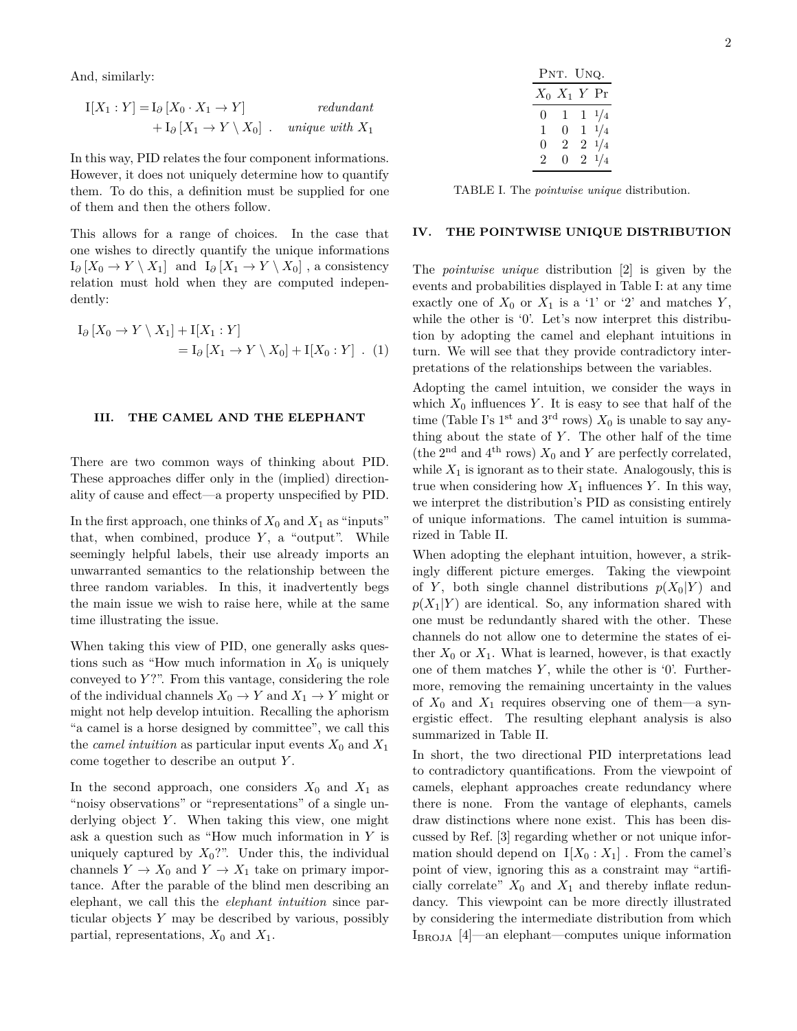And, similarly:

$$\mathrm{I}[X_1 : Y] = \mathrm{I}_\partial \left[X_0 \cdot X_1 \to Y\right] \qquad \textit{redundant}$$
$$+ \mathrm{I}_\partial \left[X_1 \to Y \setminus X_0\right] \ . \quad \textit{unique with } X_1$$

In this way, PID relates the four component informations. However, it does not uniquely determine how to quantify them. To do this, a definition must be supplied for one of them and then the others follow.

This allows for a range of choices. In the case that one wishes to directly quantify the unique informations $\mathrm{I}_\partial \left[X_0 \to Y \setminus X_1\right]$ and $\mathrm{I}_\partial \left[X_1 \to Y \setminus X_0\right]$, a consistency relation must hold when they are computed independently:

$$\mathrm{I}_\partial \left[X_0 \to Y \setminus X_1\right] + \mathrm{I}[X_1 : Y] = \mathrm{I}_\partial \left[X_1 \to Y \setminus X_0\right] + \mathrm{I}[X_0 : Y] \ . \quad (1)$$

## III. THE CAMEL AND THE ELEPHANT

There are two common ways of thinking about PID. These approaches differ only in the (implied) directionality of cause and effect—a property unspecified by PID.

In the first approach, one thinks of $X_0$ and $X_1$ as "inputs" that, when combined, produce $Y$, a "output". While seemingly helpful labels, their use already imports an unwarranted semantics to the relationship between the three random variables. In this, it inadvertently begs the main issue we wish to raise here, while at the same time illustrating the issue.

When taking this view of PID, one generally asks questions such as "How much information in $X_0$ is uniquely conveyed to $Y$?". From this vantage, considering the role of the individual channels $X_0 \to Y$ and $X_1 \to Y$ might or might not help develop intuition. Recalling the aphorism "a camel is a horse designed by committee", we call this the *camel intuition* as particular input events $X_0$ and $X_1$ come together to describe an output $Y$.

In the second approach, one considers $X_0$ and $X_1$ as "noisy observations" or "representations" of a single underlying object $Y$. When taking this view, one might ask a question such as "How much information in $Y$ is uniquely captured by $X_0$?". Under this, the individual channels $Y \to X_0$ and $Y \to X_1$ take on primary importance. After the parable of the blind men describing an elephant, we call this the *elephant intuition* since particular objects $Y$ may be described by various, possibly partial, representations, $X_0$ and $X_1$.

| Pnt. Unq. | | | |
|---|---|---|---|
| $X_0$ | $X_1$ | $Y$ | Pr |
| 0 | 1 | 1 | 1/4 |
| 1 | 0 | 1 | 1/4 |
| 0 | 2 | 2 | 1/4 |
| 2 | 0 | 2 | 1/4 |

TABLE I. The *pointwise unique* distribution.

## IV. THE POINTWISE UNIQUE DISTRIBUTION

The *pointwise unique* distribution [2] is given by the events and probabilities displayed in Table I: at any time exactly one of $X_0$ or $X_1$ is a '1' or '2' and matches $Y$, while the other is '0'. Let's now interpret this distribution by adopting the camel and elephant intuitions in turn. We will see that they provide contradictory interpretations of the relationships between the variables.

Adopting the camel intuition, we consider the ways in which $X_0$ influences $Y$. It is easy to see that half of the time (Table I's 1st and 3rd rows) $X_0$ is unable to say anything about the state of $Y$. The other half of the time (the 2nd and 4th rows) $X_0$ and $Y$ are perfectly correlated, while $X_1$ is ignorant as to their state. Analogously, this is true when considering how $X_1$ influences $Y$. In this way, we interpret the distribution's PID as consisting entirely of unique informations. The camel intuition is summarized in Table II.

When adopting the elephant intuition, however, a strikingly different picture emerges. Taking the viewpoint of $Y$, both single channel distributions $p(X_0|Y)$ and $p(X_1|Y)$ are identical. So, any information shared with one must be redundantly shared with the other. These channels do not allow one to determine the states of either $X_0$ or $X_1$. What is learned, however, is that exactly one of them matches $Y$, while the other is '0'. Furthermore, removing the remaining uncertainty in the values of $X_0$ and $X_1$ requires observing one of them—a synergistic effect. The resulting elephant analysis is also summarized in Table II.

In short, the two directional PID interpretations lead to contradictory quantifications. From the viewpoint of camels, elephant approaches create redundancy where there is none. From the vantage of elephants, camels draw distinctions where none exist. This has been discussed by Ref. [3] regarding whether or not unique information should depend on $\mathrm{I}[X_0 : X_1]$. From the camel's point of view, ignoring this as a constraint may "artificially correlate" $X_0$ and $X_1$ and thereby inflate redundancy. This viewpoint can be more directly illustrated by considering the intermediate distribution from which $\mathrm{I}_{\text{BROJA}}$ [4]—an elephant—computes unique information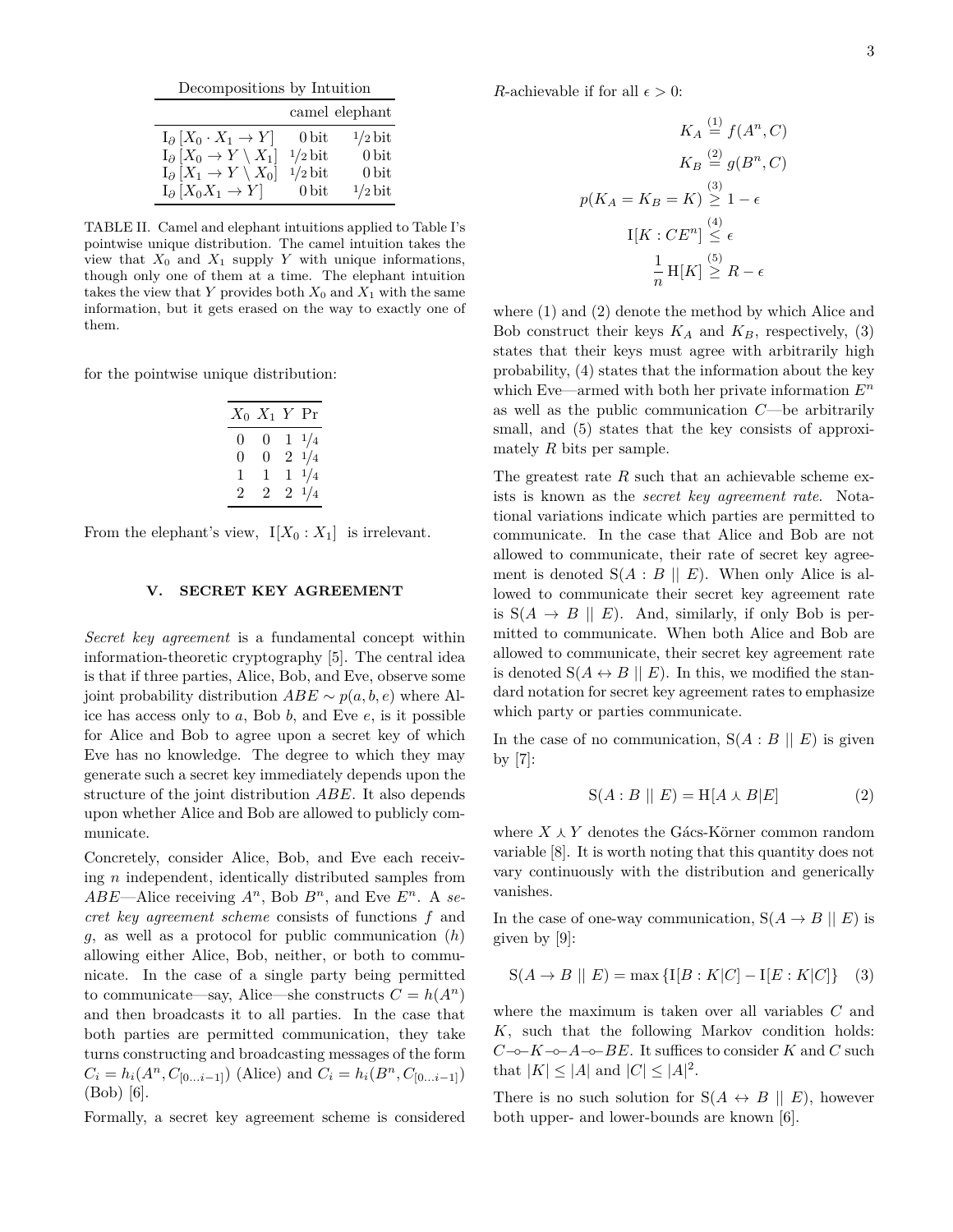Decompositions by Intuition

| | camel | elephant |
|---|---|---|
| $\mathrm{I}_\partial\left[X_0 \cdot X_1 \to Y\right]$ | 0 bit | 1/2 bit |
| $\mathrm{I}_\partial\left[X_0 \to Y \setminus X_1\right]$ | 1/2 bit | 0 bit |
| $\mathrm{I}_\partial\left[X_1 \to Y \setminus X_0\right]$ | 1/2 bit | 0 bit |
| $\mathrm{I}_\partial\left[X_0 X_1 \to Y\right]$ | 0 bit | 1/2 bit |

TABLE II. Camel and elephant intuitions applied to Table I's pointwise unique distribution. The camel intuition takes the view that $X_0$ and $X_1$ supply $Y$ with unique informations, though only one of them at a time. The elephant intuition takes the view that $Y$ provides both $X_0$ and $X_1$ with the same information, but it gets erased on the way to exactly one of them.

for the pointwise unique distribution:

| $X_0$ | $X_1$ | $Y$ | Pr |
|---|---|---|---|
| 0 | 0 | 1 | 1/4 |
| 0 | 0 | 2 | 1/4 |
| 1 | 1 | 1 | 1/4 |
| 2 | 2 | 2 | 1/4 |

From the elephant's view, $\mathrm{I}[X_0 : X_1]$ is irrelevant.

## V. SECRET KEY AGREEMENT

*Secret key agreement* is a fundamental concept within information-theoretic cryptography [5]. The central idea is that if three parties, Alice, Bob, and Eve, observe some joint probability distribution $ABE \sim p(a, b, e)$ where Alice has access only to $a$, Bob $b$, and Eve $e$, is it possible for Alice and Bob to agree upon a secret key of which Eve has no knowledge. The degree to which they may generate such a secret key immediately depends upon the structure of the joint distribution $ABE$. It also depends upon whether Alice and Bob are allowed to publicly communicate.

Concretely, consider Alice, Bob, and Eve each receiving $n$ independent, identically distributed samples from $ABE$—Alice receiving $A^n$, Bob $B^n$, and Eve $E^n$. A *secret key agreement scheme* consists of functions $f$ and $g$, as well as a protocol for public communication ($h$) allowing either Alice, Bob, neither, or both to communicate. In the case of a single party being permitted to communicate—say, Alice—she constructs $C = h(A^n)$ and then broadcasts it to all parties. In the case that both parties are permitted communication, they take turns constructing and broadcasting messages of the form $C_i = h_i(A^n, C_{[0\dots i-1]})$ (Alice) and $C_i = h_i(B^n, C_{[0\dots i-1]})$ (Bob) [6].

Formally, a secret key agreement scheme is considered $R$-achievable if for all $\epsilon > 0$:

$$
\begin{aligned}
K_A &\overset{(1)}{=} f(A^n, C) \\
K_B &\overset{(2)}{=} g(B^n, C) \\
p(K_A = K_B = K) &\overset{(3)}{\geq} 1 - \epsilon \\
\mathrm{I}[K : CE^n] &\overset{(4)}{\leq} \epsilon \\
\frac{1}{n}\,\mathrm{H}[K] &\overset{(5)}{\geq} R - \epsilon
\end{aligned}
$$

where (1) and (2) denote the method by which Alice and Bob construct their keys $K_A$ and $K_B$, respectively, (3) states that their keys must agree with arbitrarily high probability, (4) states that the information about the key which Eve—armed with both her private information $E^n$ as well as the public communication $C$—be arbitrarily small, and (5) states that the key consists of approximately $R$ bits per sample.

The greatest rate $R$ such that an achievable scheme exists is known as the *secret key agreement rate*. Notational variations indicate which parties are permitted to communicate. In the case that Alice and Bob are not allowed to communicate, their rate of secret key agreement is denoted $\mathrm{S}(A : B \mid\mid E)$. When only Alice is allowed to communicate their secret key agreement rate is $\mathrm{S}(A \to B \mid\mid E)$. And, similarly, if only Bob is permitted to communicate. When both Alice and Bob are allowed to communicate, their secret key agreement rate is denoted $\mathrm{S}(A \leftrightarrow B \mid\mid E)$. In this, we modified the standard notation for secret key agreement rates to emphasize which party or parties communicate.

In the case of no communication, $\mathrm{S}(A : B \mid\mid E)$ is given by [7]:

$$
\mathrm{S}(A : B \mid\mid E) = \mathrm{H}[A \curlywedge B | E] \qquad (2)
$$

where $X \curlywedge Y$ denotes the Gács-Körner common random variable [8]. It is worth noting that this quantity does not vary continuously with the distribution and generically vanishes.

In the case of one-way communication, $\mathrm{S}(A \to B \mid\mid E)$ is given by [9]:

$$
\mathrm{S}(A \to B \mid\mid E) = \max\left\{\mathrm{I}[B : K | C] - \mathrm{I}[E : K | C]\right\} \qquad (3)
$$

where the maximum is taken over all variables $C$ and $K$, such that the following Markov condition holds: $C - \circ - K - \circ - A - \circ - BE$. It suffices to consider $K$ and $C$ such that $|K| \leq |A|$ and $|C| \leq |A|^2$.

There is no such solution for $\mathrm{S}(A \leftrightarrow B \mid\mid E)$, however both upper- and lower-bounds are known [6].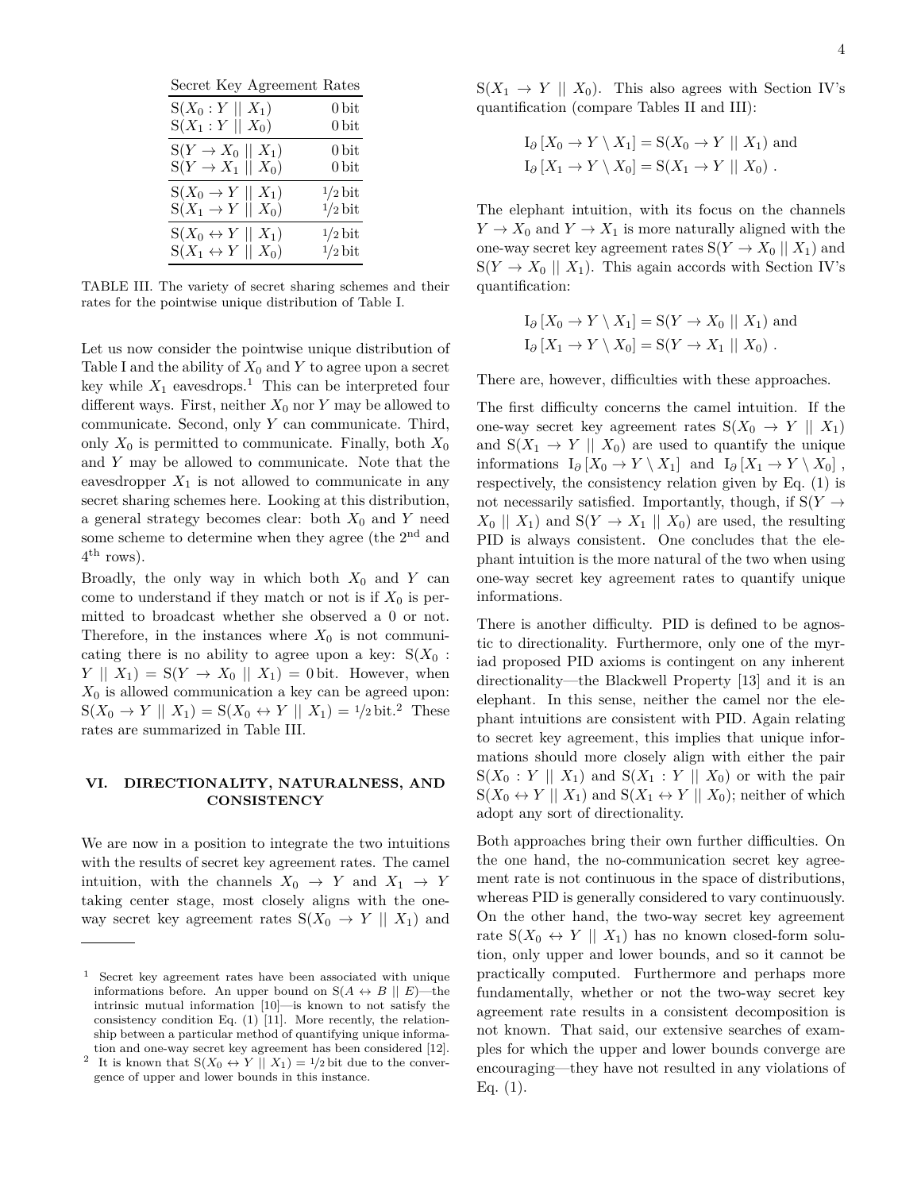| Secret Key Agreement | Rates |
|---|---|
| $\mathrm{S}(X_0 : Y \parallel X_1)$ | 0 bit |
| $\mathrm{S}(X_1 : Y \parallel X_0)$ | 0 bit |
| $\mathrm{S}(Y \to X_0 \parallel X_1)$ | 0 bit |
| $\mathrm{S}(Y \to X_1 \parallel X_0)$ | 0 bit |
| $\mathrm{S}(X_0 \to Y \parallel X_1)$ | $1/2$ bit |
| $\mathrm{S}(X_1 \to Y \parallel X_0)$ | $1/2$ bit |
| $\mathrm{S}(X_0 \leftrightarrow Y \parallel X_1)$ | $1/2$ bit |
| $\mathrm{S}(X_1 \leftrightarrow Y \parallel X_0)$ | $1/2$ bit |

TABLE III. The variety of secret sharing schemes and their rates for the pointwise unique distribution of Table I.

Let us now consider the pointwise unique distribution of Table I and the ability of $X_0$ and $Y$ to agree upon a secret key while $X_1$ eavesdrops.[1] This can be interpreted four different ways. First, neither $X_0$ nor $Y$ may be allowed to communicate. Second, only $Y$ can communicate. Third, only $X_0$ is permitted to communicate. Finally, both $X_0$ and $Y$ may be allowed to communicate. Note that the eavesdropper $X_1$ is not allowed to communicate in any secret sharing schemes here. Looking at this distribution, a general strategy becomes clear: both $X_0$ and $Y$ need some scheme to determine when they agree (the 2nd and 4th rows).

Broadly, the only way in which both $X_0$ and $Y$ can come to understand if they match or not is if $X_0$ is permitted to broadcast whether she observed a 0 or not. Therefore, in the instances where $X_0$ is not communicating there is no ability to agree upon a key: $\mathrm{S}(X_0 : Y \parallel X_1) = \mathrm{S}(Y \to X_0 \parallel X_1) = 0\,\mathrm{bit}$. However, when $X_0$ is allowed communication a key can be agreed upon: $\mathrm{S}(X_0 \to Y \parallel X_1) = \mathrm{S}(X_0 \leftrightarrow Y \parallel X_1) = 1/2\,\mathrm{bit}$.[2] These rates are summarized in Table III.

## VI. DIRECTIONALITY, NATURALNESS, AND CONSISTENCY

We are now in a position to integrate the two intuitions with the results of secret key agreement rates. The camel intuition, with the channels $X_0 \to Y$ and $X_1 \to Y$ taking center stage, most closely aligns with the one-way secret key agreement rates $\mathrm{S}(X_0 \to Y \parallel X_1)$ and $\mathrm{S}(X_1 \to Y \parallel X_0)$. This also agrees with Section IV's quantification (compare Tables II and III):

$$\mathrm{I}_\partial\left[X_0 \to Y \setminus X_1\right] = \mathrm{S}(X_0 \to Y \parallel X_1) \text{ and}$$
$$\mathrm{I}_\partial\left[X_1 \to Y \setminus X_0\right] = \mathrm{S}(X_1 \to Y \parallel X_0)\ .$$

The elephant intuition, with its focus on the channels $Y \to X_0$ and $Y \to X_1$ is more naturally aligned with the one-way secret key agreement rates $\mathrm{S}(Y \to X_0 \parallel X_1)$ and $\mathrm{S}(Y \to X_0 \parallel X_1)$. This again accords with Section IV's quantification:

$$\mathrm{I}_\partial\left[X_0 \to Y \setminus X_1\right] = \mathrm{S}(Y \to X_0 \parallel X_1) \text{ and}$$
$$\mathrm{I}_\partial\left[X_1 \to Y \setminus X_0\right] = \mathrm{S}(Y \to X_1 \parallel X_0)\ .$$

There are, however, difficulties with these approaches.

The first difficulty concerns the camel intuition. If the one-way secret key agreement rates $\mathrm{S}(X_0 \to Y \parallel X_1)$ and $\mathrm{S}(X_1 \to Y \parallel X_0)$ are used to quantify the unique informations $\mathrm{I}_\partial\left[X_0 \to Y \setminus X_1\right]$ and $\mathrm{I}_\partial\left[X_1 \to Y \setminus X_0\right]$, respectively, the consistency relation given by Eq. (1) is not necessarily satisfied. Importantly, though, if $\mathrm{S}(Y \to X_0 \parallel X_1)$ and $\mathrm{S}(Y \to X_1 \parallel X_0)$ are used, the resulting PID is always consistent. One concludes that the elephant intuition is the more natural of the two when using one-way secret key agreement rates to quantify unique informations.

There is another difficulty. PID is defined to be agnostic to directionality. Furthermore, only one of the myriad proposed PID axioms is contingent on any inherent directionality—the Blackwell Property [13] and it is an elephant. In this sense, neither the camel nor the elephant intuitions are consistent with PID. Again relating to secret key agreement, this implies that unique informations should more closely align with either the pair $\mathrm{S}(X_0 : Y \parallel X_1)$ and $\mathrm{S}(X_1 : Y \parallel X_0)$ or with the pair $\mathrm{S}(X_0 \leftrightarrow Y \parallel X_1)$ and $\mathrm{S}(X_1 \leftrightarrow Y \parallel X_0)$; neither of which adopt any sort of directionality.

Both approaches bring their own further difficulties. On the one hand, the no-communication secret key agreement rate is not continuous in the space of distributions, whereas PID is generally considered to vary continuously. On the other hand, the two-way secret key agreement rate $\mathrm{S}(X_0 \leftrightarrow Y \parallel X_1)$ has no known closed-form solution, only upper and lower bounds, and so it cannot be practically computed. Furthermore and perhaps more fundamentally, whether or not the two-way secret key agreement rate results in a consistent decomposition is not known. That said, our extensive searches of examples for which the upper and lower bounds converge are encouraging—they have not resulted in any violations of Eq. (1).

---

[1] Secret key agreement rates have been associated with unique informations before. An upper bound on $\mathrm{S}(A \leftrightarrow B \parallel E)$—the intrinsic mutual information [10]—is known to not satisfy the consistency condition Eq. (1) [11]. More recently, the relationship between a particular method of quantifying unique information and one-way secret key agreement has been considered [12].

[2] It is known that $\mathrm{S}(X_0 \leftrightarrow Y \parallel X_1) = 1/2\,\mathrm{bit}$ due to the convergence of upper and lower bounds in this instance.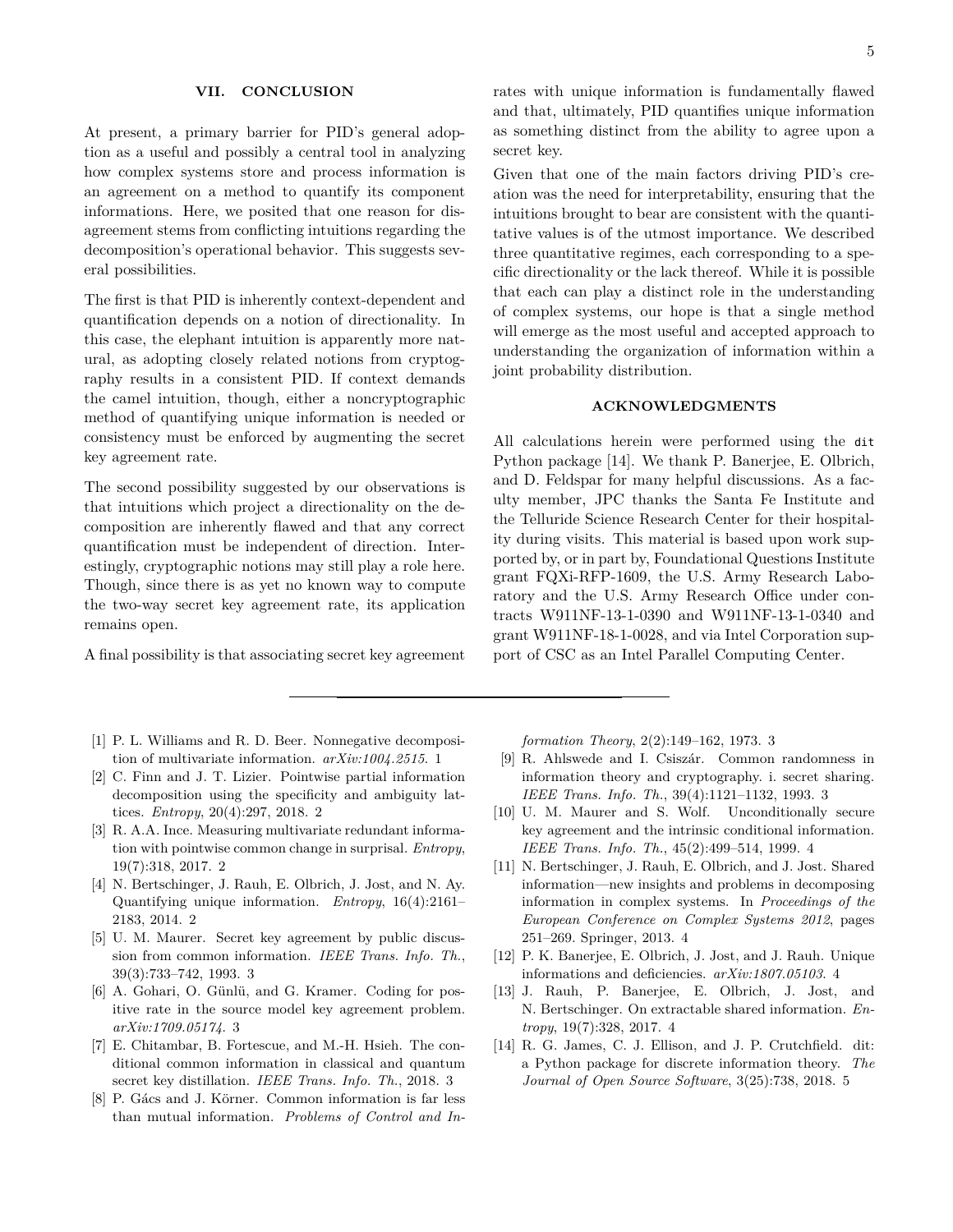## VII. CONCLUSION

At present, a primary barrier for PID's general adoption as a useful and possibly a central tool in analyzing how complex systems store and process information is an agreement on a method to quantify its component informations. Here, we posited that one reason for disagreement stems from conflicting intuitions regarding the decomposition's operational behavior. This suggests several possibilities.

The first is that PID is inherently context-dependent and quantification depends on a notion of directionality. In this case, the elephant intuition is apparently more natural, as adopting closely related notions from cryptography results in a consistent PID. If context demands the camel intuition, though, either a noncryptographic method of quantifying unique information is needed or consistency must be enforced by augmenting the secret key agreement rate.

The second possibility suggested by our observations is that intuitions which project a directionality on the decomposition are inherently flawed and that any correct quantification must be independent of direction. Interestingly, cryptographic notions may still play a role here. Though, since there is as yet no known way to compute the two-way secret key agreement rate, its application remains open.

A final possibility is that associating secret key agreement rates with unique information is fundamentally flawed and that, ultimately, PID quantifies unique information as something distinct from the ability to agree upon a secret key.

Given that one of the main factors driving PID's creation was the need for interpretability, ensuring that the intuitions brought to bear are consistent with the quantitative values is of the utmost importance. We described three quantitative regimes, each corresponding to a specific directionality or the lack thereof. While it is possible that each can play a distinct role in the understanding of complex systems, our hope is that a single method will emerge as the most useful and accepted approach to understanding the organization of information within a joint probability distribution.

## ACKNOWLEDGMENTS

All calculations herein were performed using the `dit` Python package [14]. We thank P. Banerjee, E. Olbrich, and D. Feldspar for many helpful discussions. As a faculty member, JPC thanks the Santa Fe Institute and the Telluride Science Research Center for their hospitality during visits. This material is based upon work supported by, or in part by, Foundational Questions Institute grant FQXi-RFP-1609, the U.S. Army Research Laboratory and the U.S. Army Research Office under contracts W911NF-13-1-0390 and W911NF-13-1-0340 and grant W911NF-18-1-0028, and via Intel Corporation support of CSC as an Intel Parallel Computing Center.

---

[1] P. L. Williams and R. D. Beer. Nonnegative decomposition of multivariate information. *arXiv:1004.2515*. 1

[2] C. Finn and J. T. Lizier. Pointwise partial information decomposition using the specificity and ambiguity lattices. *Entropy*, 20(4):297, 2018. 2

[3] R. A.A. Ince. Measuring multivariate redundant information with pointwise common change in surprisal. *Entropy*, 19(7):318, 2017. 2

[4] N. Bertschinger, J. Rauh, E. Olbrich, J. Jost, and N. Ay. Quantifying unique information. *Entropy*, 16(4):2161–2183, 2014. 2

[5] U. M. Maurer. Secret key agreement by public discussion from common information. *IEEE Trans. Info. Th.*, 39(3):733–742, 1993. 3

[6] A. Gohari, O. Günlü, and G. Kramer. Coding for positive rate in the source model key agreement problem. *arXiv:1709.05174*. 3

[7] E. Chitambar, B. Fortescue, and M.-H. Hsieh. The conditional common information in classical and quantum secret key distillation. *IEEE Trans. Info. Th.*, 2018. 3

[8] P. Gács and J. Körner. Common information is far less than mutual information. *Problems of Control and Information Theory*, 2(2):149–162, 1973. 3

[9] R. Ahlswede and I. Csiszár. Common randomness in information theory and cryptography. i. secret sharing. *IEEE Trans. Info. Th.*, 39(4):1121–1132, 1993. 3

[10] U. M. Maurer and S. Wolf. Unconditionally secure key agreement and the intrinsic conditional information. *IEEE Trans. Info. Th.*, 45(2):499–514, 1999. 4

[11] N. Bertschinger, J. Rauh, E. Olbrich, and J. Jost. Shared information—new insights and problems in decomposing information in complex systems. In *Proceedings of the European Conference on Complex Systems 2012*, pages 251–269. Springer, 2013. 4

[12] P. K. Banerjee, E. Olbrich, J. Jost, and J. Rauh. Unique informations and deficiencies. *arXiv:1807.05103*. 4

[13] J. Rauh, P. Banerjee, E. Olbrich, J. Jost, and N. Bertschinger. On extractable shared information. *Entropy*, 19(7):328, 2017. 4

[14] R. G. James, C. J. Ellison, and J. P. Crutchfield. dit: a Python package for discrete information theory. *The Journal of Open Source Software*, 3(25):738, 2018. 5